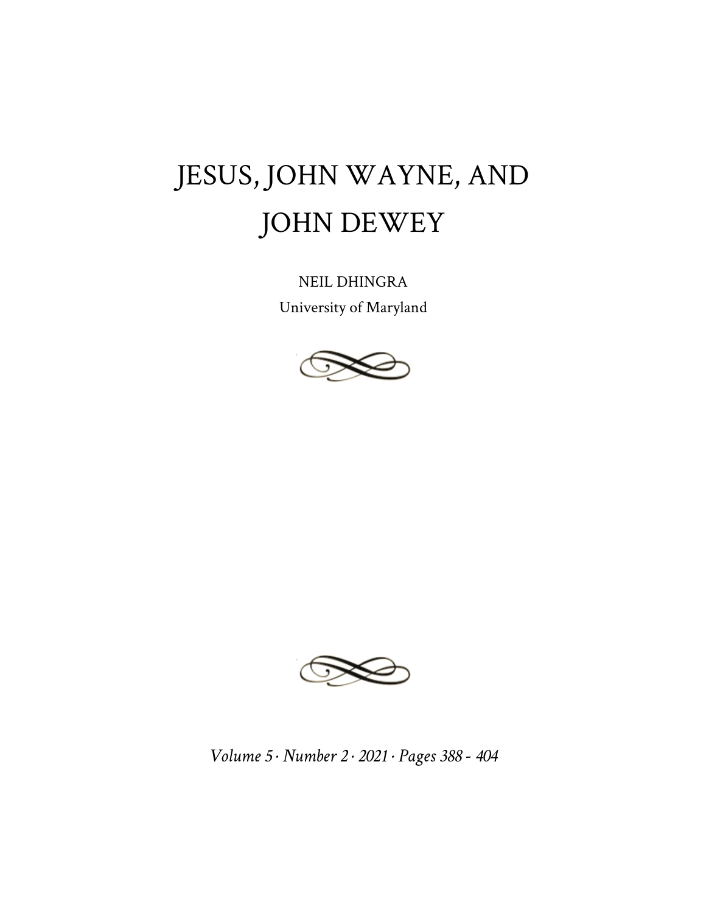# JESUS, JOHN WAYNE, AND JOHN DEWEY

NEIL DHINGRA
University of Maryland

*Volume 5 · Number 2 · 2021 · Pages 388 - 404*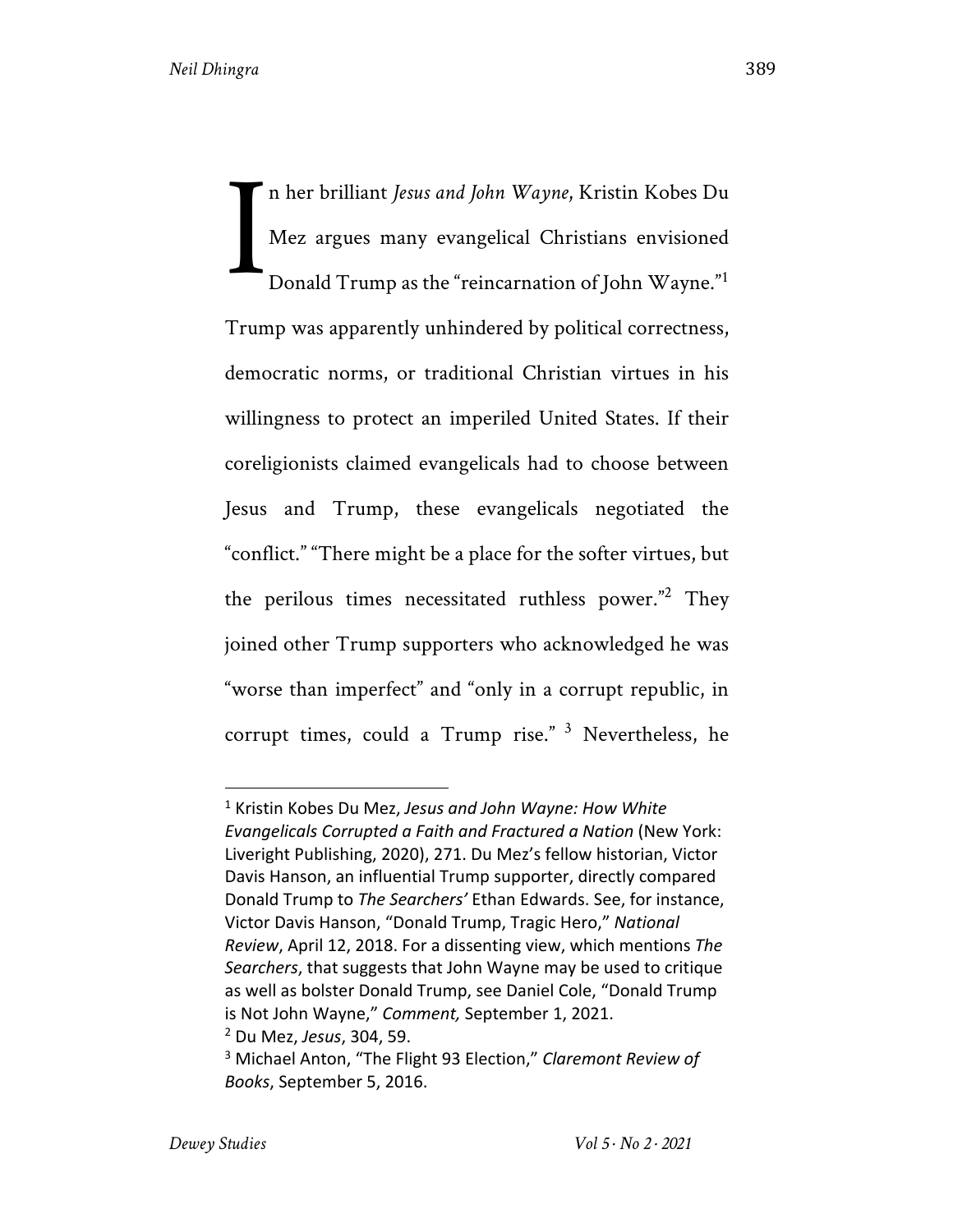In her brilliant *Jesus and John Wayne*, Kristin Kobes Du Mez argues many evangelical Christians envisioned Donald Trump as the "reincarnation of John Wayne."[1] Trump was apparently unhindered by political correctness, democratic norms, or traditional Christian virtues in his willingness to protect an imperiled United States. If their coreligionists claimed evangelicals had to choose between Jesus and Trump, these evangelicals negotiated the "conflict." "There might be a place for the softer virtues, but the perilous times necessitated ruthless power."[2] They joined other Trump supporters who acknowledged he was "worse than imperfect" and "only in a corrupt republic, in corrupt times, could a Trump rise." [3] Nevertheless, he

---

[1] Kristin Kobes Du Mez, *Jesus and John Wayne: How White Evangelicals Corrupted a Faith and Fractured a Nation* (New York: Liveright Publishing, 2020), 271. Du Mez's fellow historian, Victor Davis Hanson, an influential Trump supporter, directly compared Donald Trump to *The Searchers'* Ethan Edwards. See, for instance, Victor Davis Hanson, "Donald Trump, Tragic Hero," *National Review*, April 12, 2018. For a dissenting view, which mentions *The Searchers*, that suggests that John Wayne may be used to critique as well as bolster Donald Trump, see Daniel Cole, "Donald Trump is Not John Wayne," *Comment,* September 1, 2021.

[2] Du Mez, *Jesus*, 304, 59.

[3] Michael Anton, "The Flight 93 Election," *Claremont Review of Books*, September 5, 2016.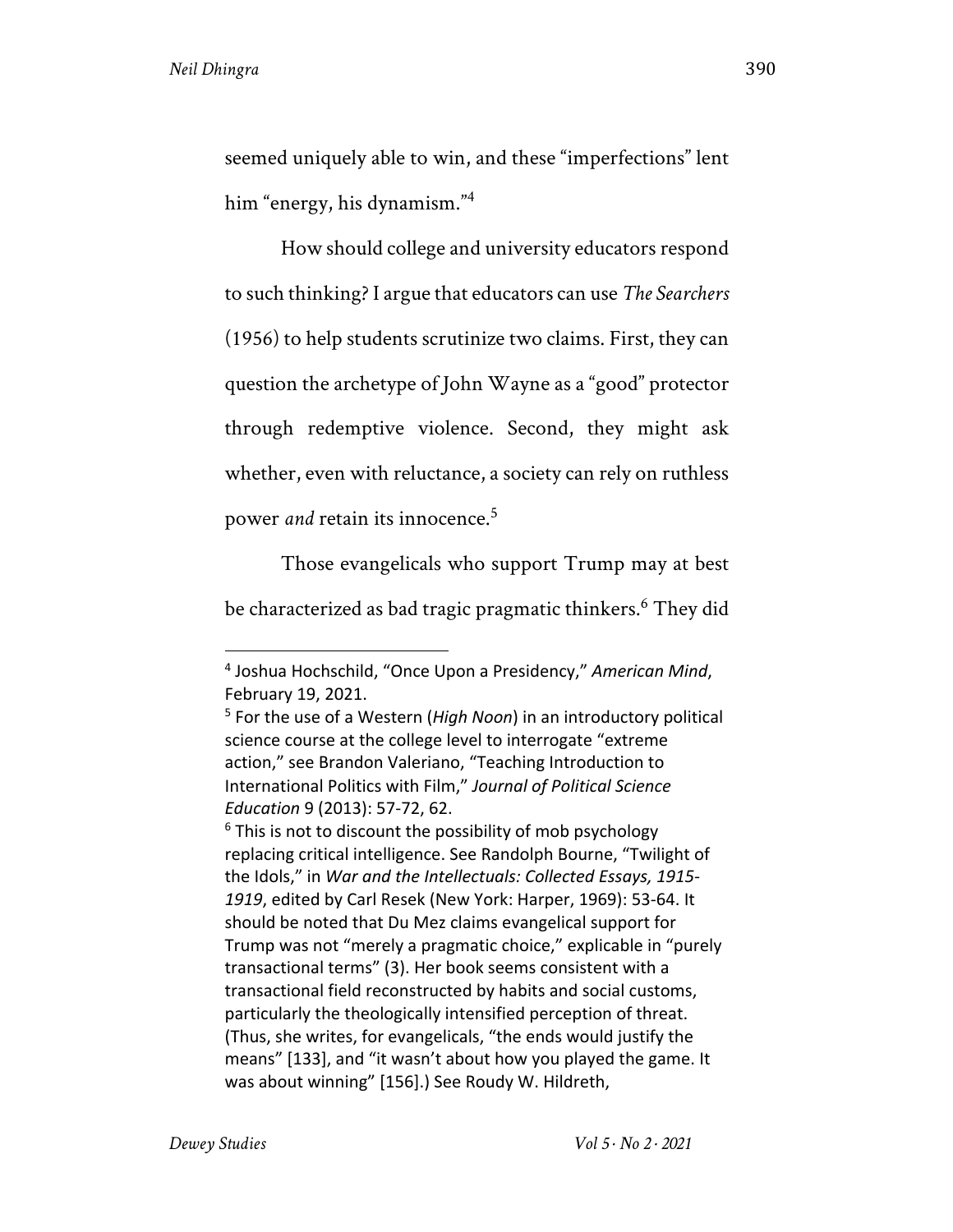seemed uniquely able to win, and these "imperfections" lent him "energy, his dynamism."[4]

How should college and university educators respond to such thinking? I argue that educators can use *The Searchers* (1956) to help students scrutinize two claims. First, they can question the archetype of John Wayne as a "good" protector through redemptive violence. Second, they might ask whether, even with reluctance, a society can rely on ruthless power *and* retain its innocence.[5]

Those evangelicals who support Trump may at best be characterized as bad tragic pragmatic thinkers.[6] They did

---

[4] Joshua Hochschild, "Once Upon a Presidency," *American Mind*, February 19, 2021.

[5] For the use of a Western (*High Noon*) in an introductory political science course at the college level to interrogate "extreme action," see Brandon Valeriano, "Teaching Introduction to International Politics with Film," *Journal of Political Science Education* 9 (2013): 57-72, 62.

[6] This is not to discount the possibility of mob psychology replacing critical intelligence. See Randolph Bourne, "Twilight of the Idols," in *War and the Intellectuals: Collected Essays, 1915-1919*, edited by Carl Resek (New York: Harper, 1969): 53-64. It should be noted that Du Mez claims evangelical support for Trump was not "merely a pragmatic choice," explicable in "purely transactional terms" (3). Her book seems consistent with a transactional field reconstructed by habits and social customs, particularly the theologically intensified perception of threat. (Thus, she writes, for evangelicals, "the ends would justify the means" [133], and "it wasn't about how you played the game. It was about winning" [156].) See Roudy W. Hildreth,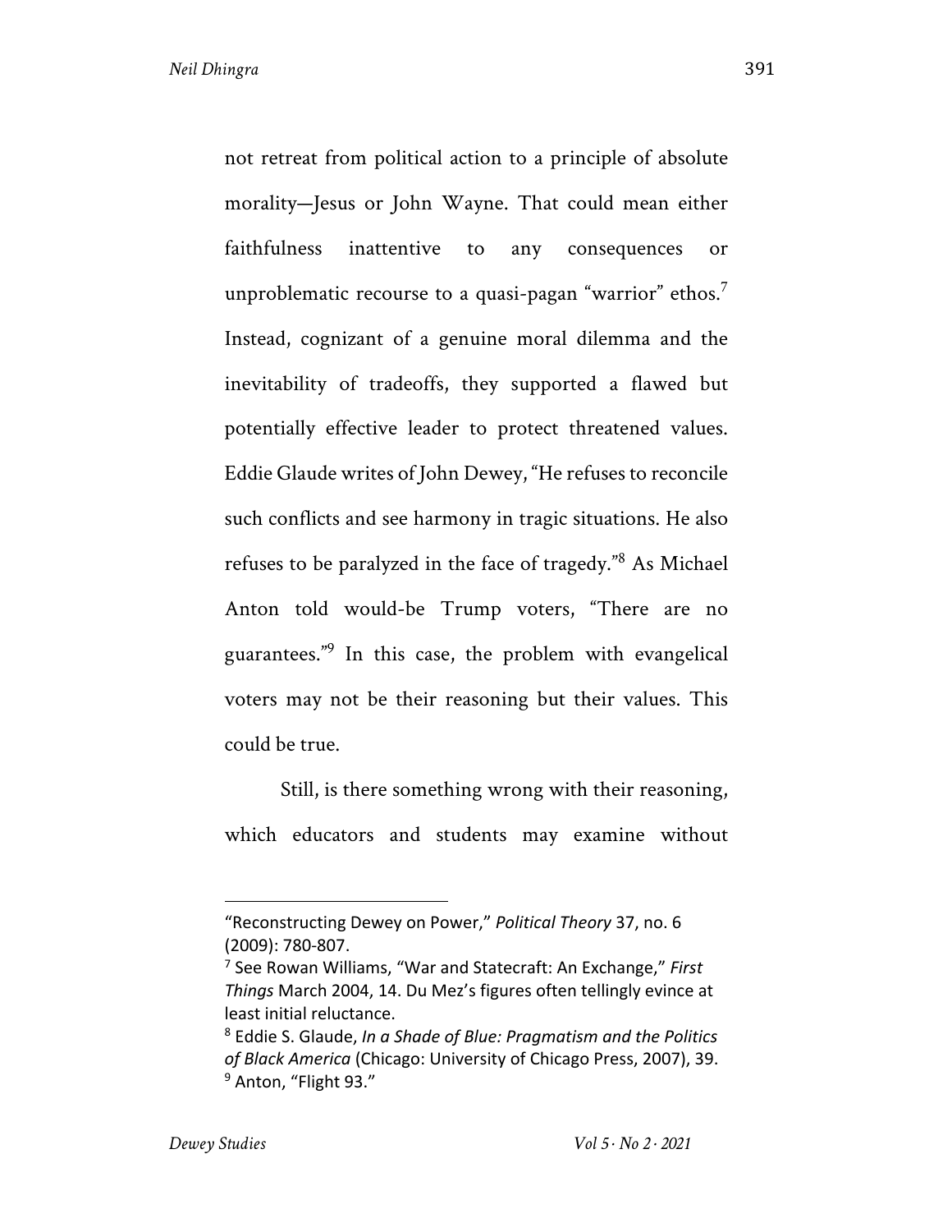not retreat from political action to a principle of absolute morality—Jesus or John Wayne. That could mean either faithfulness inattentive to any consequences or unproblematic recourse to a quasi-pagan "warrior" ethos.[7] Instead, cognizant of a genuine moral dilemma and the inevitability of tradeoffs, they supported a flawed but potentially effective leader to protect threatened values. Eddie Glaude writes of John Dewey, "He refuses to reconcile such conflicts and see harmony in tragic situations. He also refuses to be paralyzed in the face of tragedy."[8] As Michael Anton told would-be Trump voters, "There are no guarantees."[9] In this case, the problem with evangelical voters may not be their reasoning but their values. This could be true.

Still, is there something wrong with their reasoning, which educators and students may examine without

---

"Reconstructing Dewey on Power," *Political Theory* 37, no. 6 (2009): 780-807.

[7] See Rowan Williams, "War and Statecraft: An Exchange," *First Things* March 2004, 14. Du Mez's figures often tellingly evince at least initial reluctance.

[8] Eddie S. Glaude, *In a Shade of Blue: Pragmatism and the Politics of Black America* (Chicago: University of Chicago Press, 2007), 39.

[9] Anton, "Flight 93."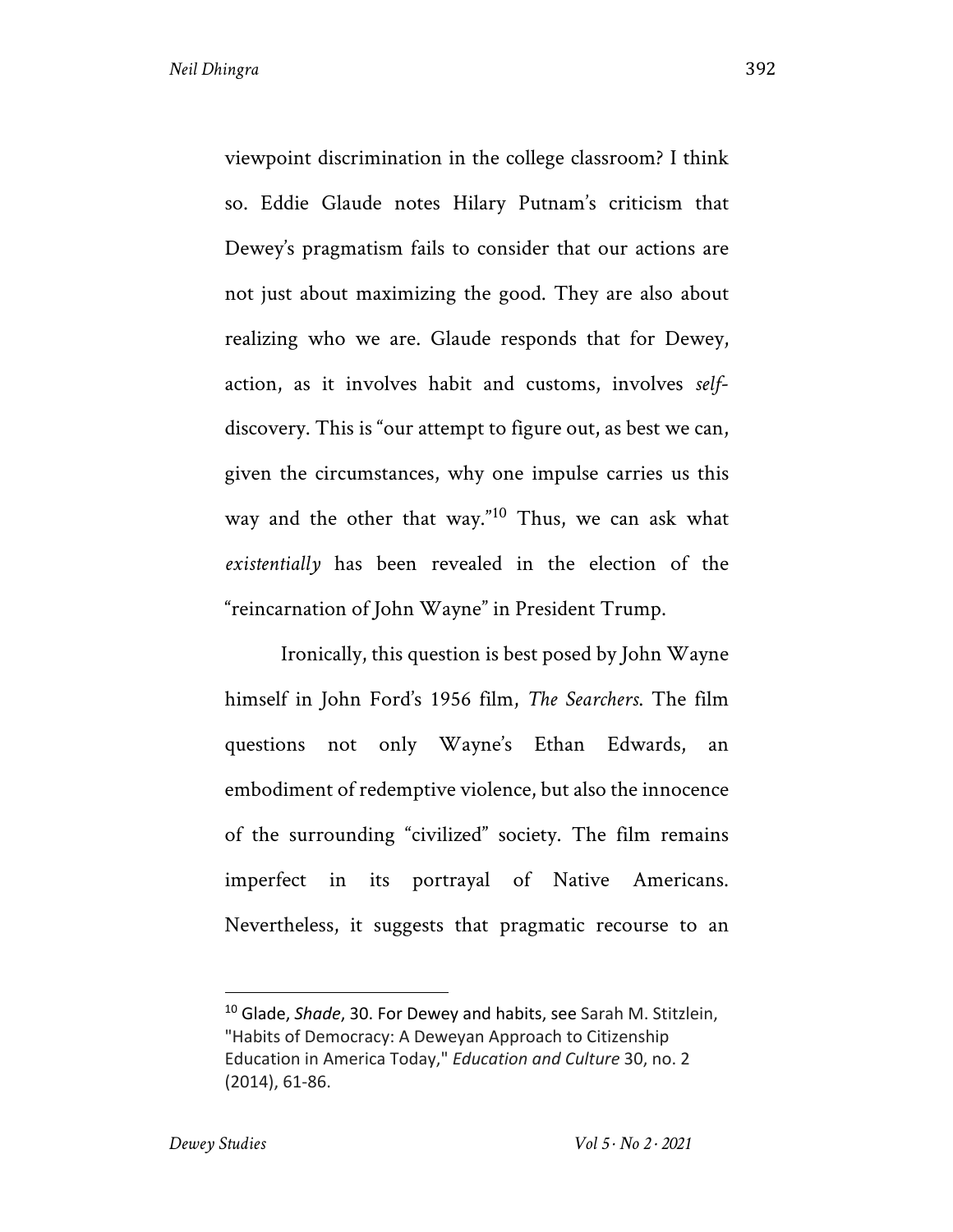viewpoint discrimination in the college classroom? I think so. Eddie Glaude notes Hilary Putnam's criticism that Dewey's pragmatism fails to consider that our actions are not just about maximizing the good. They are also about realizing who we are. Glaude responds that for Dewey, action, as it involves habit and customs, involves *self*-discovery. This is "our attempt to figure out, as best we can, given the circumstances, why one impulse carries us this way and the other that way."[10] Thus, we can ask what *existentially* has been revealed in the election of the "reincarnation of John Wayne" in President Trump.

Ironically, this question is best posed by John Wayne himself in John Ford's 1956 film, *The Searchers.* The film questions not only Wayne's Ethan Edwards, an embodiment of redemptive violence, but also the innocence of the surrounding "civilized" society. The film remains imperfect in its portrayal of Native Americans. Nevertheless, it suggests that pragmatic recourse to an

---

[10] Glade, *Shade*, 30. For Dewey and habits, see Sarah M. Stitzlein, "Habits of Democracy: A Deweyan Approach to Citizenship Education in America Today," *Education and Culture* 30, no. 2 (2014), 61-86.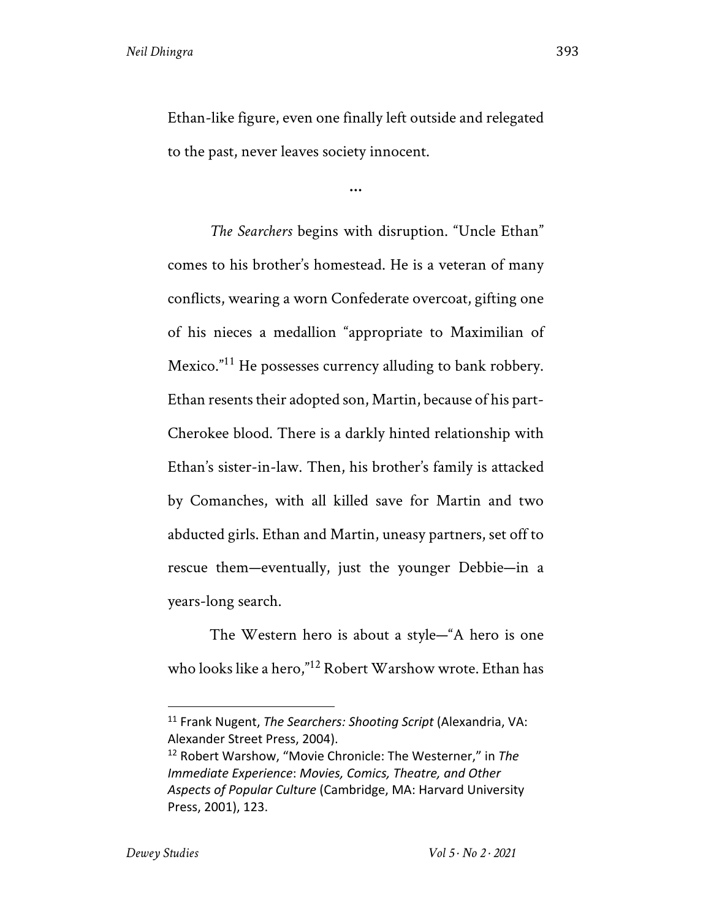Ethan-like figure, even one finally left outside and relegated to the past, never leaves society innocent.

…

*The Searchers* begins with disruption. "Uncle Ethan" comes to his brother's homestead. He is a veteran of many conflicts, wearing a worn Confederate overcoat, gifting one of his nieces a medallion "appropriate to Maximilian of Mexico."[11] He possesses currency alluding to bank robbery. Ethan resents their adopted son, Martin, because of his part-Cherokee blood. There is a darkly hinted relationship with Ethan's sister-in-law. Then, his brother's family is attacked by Comanches, with all killed save for Martin and two abducted girls. Ethan and Martin, uneasy partners, set off to rescue them—eventually, just the younger Debbie—in a years-long search.

The Western hero is about a style—"A hero is one who looks like a hero,"[12] Robert Warshow wrote. Ethan has

---

[11] Frank Nugent, *The Searchers: Shooting Script* (Alexandria, VA: Alexander Street Press, 2004).

[12] Robert Warshow, "Movie Chronicle: The Westerner," in *The Immediate Experience: Movies, Comics, Theatre, and Other Aspects of Popular Culture* (Cambridge, MA: Harvard University Press, 2001), 123.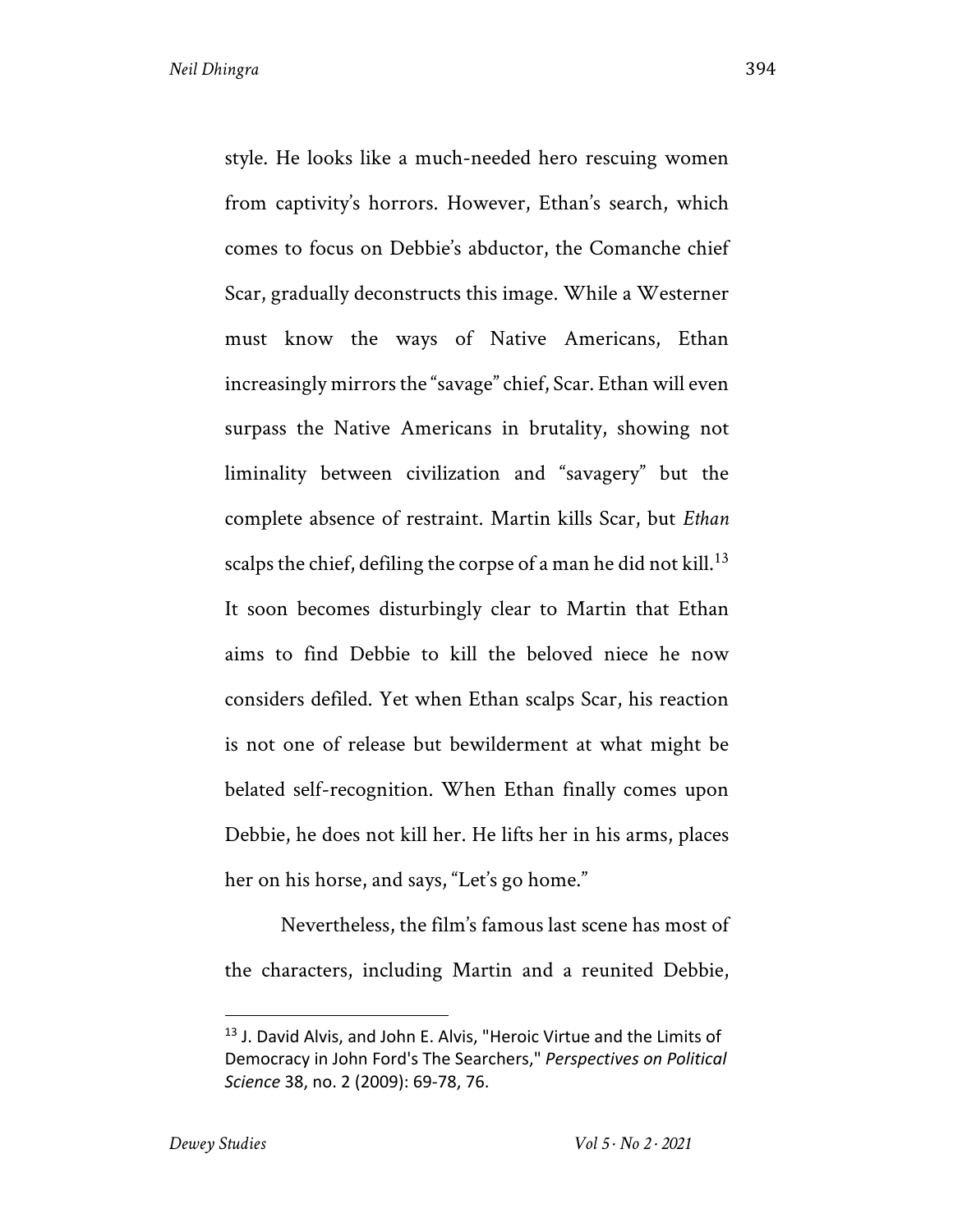style. He looks like a much-needed hero rescuing women from captivity's horrors. However, Ethan's search, which comes to focus on Debbie's abductor, the Comanche chief Scar, gradually deconstructs this image. While a Westerner must know the ways of Native Americans, Ethan increasingly mirrors the "savage" chief, Scar. Ethan will even surpass the Native Americans in brutality, showing not liminality between civilization and "savagery" but the complete absence of restraint. Martin kills Scar, but *Ethan* scalps the chief, defiling the corpse of a man he did not kill.[13] It soon becomes disturbingly clear to Martin that Ethan aims to find Debbie to kill the beloved niece he now considers defiled. Yet when Ethan scalps Scar, his reaction is not one of release but bewilderment at what might be belated self-recognition. When Ethan finally comes upon Debbie, he does not kill her. He lifts her in his arms, places her on his horse, and says, "Let's go home."

Nevertheless, the film's famous last scene has most of the characters, including Martin and a reunited Debbie,

---

[13] J. David Alvis, and John E. Alvis, "Heroic Virtue and the Limits of Democracy in John Ford's The Searchers," *Perspectives on Political Science* 38, no. 2 (2009): 69-78, 76.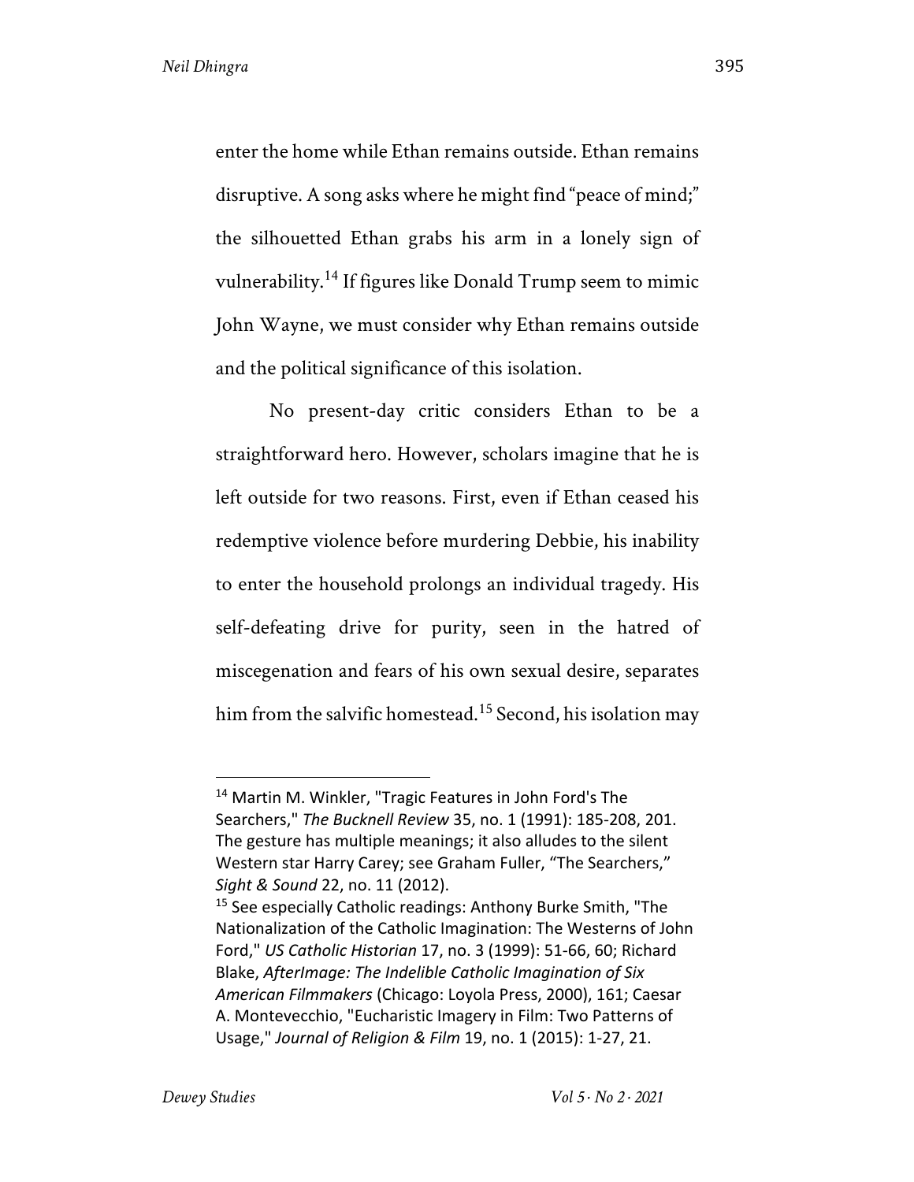enter the home while Ethan remains outside. Ethan remains disruptive. A song asks where he might find "peace of mind;" the silhouetted Ethan grabs his arm in a lonely sign of vulnerability.[14] If figures like Donald Trump seem to mimic John Wayne, we must consider why Ethan remains outside and the political significance of this isolation.

No present-day critic considers Ethan to be a straightforward hero. However, scholars imagine that he is left outside for two reasons. First, even if Ethan ceased his redemptive violence before murdering Debbie, his inability to enter the household prolongs an individual tragedy. His self-defeating drive for purity, seen in the hatred of miscegenation and fears of his own sexual desire, separates him from the salvific homestead.[15] Second, his isolation may

---

[14] Martin M. Winkler, "Tragic Features in John Ford's The Searchers," *The Bucknell Review* 35, no. 1 (1991): 185-208, 201. The gesture has multiple meanings; it also alludes to the silent Western star Harry Carey; see Graham Fuller, "The Searchers," *Sight & Sound* 22, no. 11 (2012).

[15] See especially Catholic readings: Anthony Burke Smith, "The Nationalization of the Catholic Imagination: The Westerns of John Ford," *US Catholic Historian* 17, no. 3 (1999): 51-66, 60; Richard Blake, *AfterImage: The Indelible Catholic Imagination of Six American Filmmakers* (Chicago: Loyola Press, 2000), 161; Caesar A. Montevecchio, "Eucharistic Imagery in Film: Two Patterns of Usage," *Journal of Religion & Film* 19, no. 1 (2015): 1-27, 21.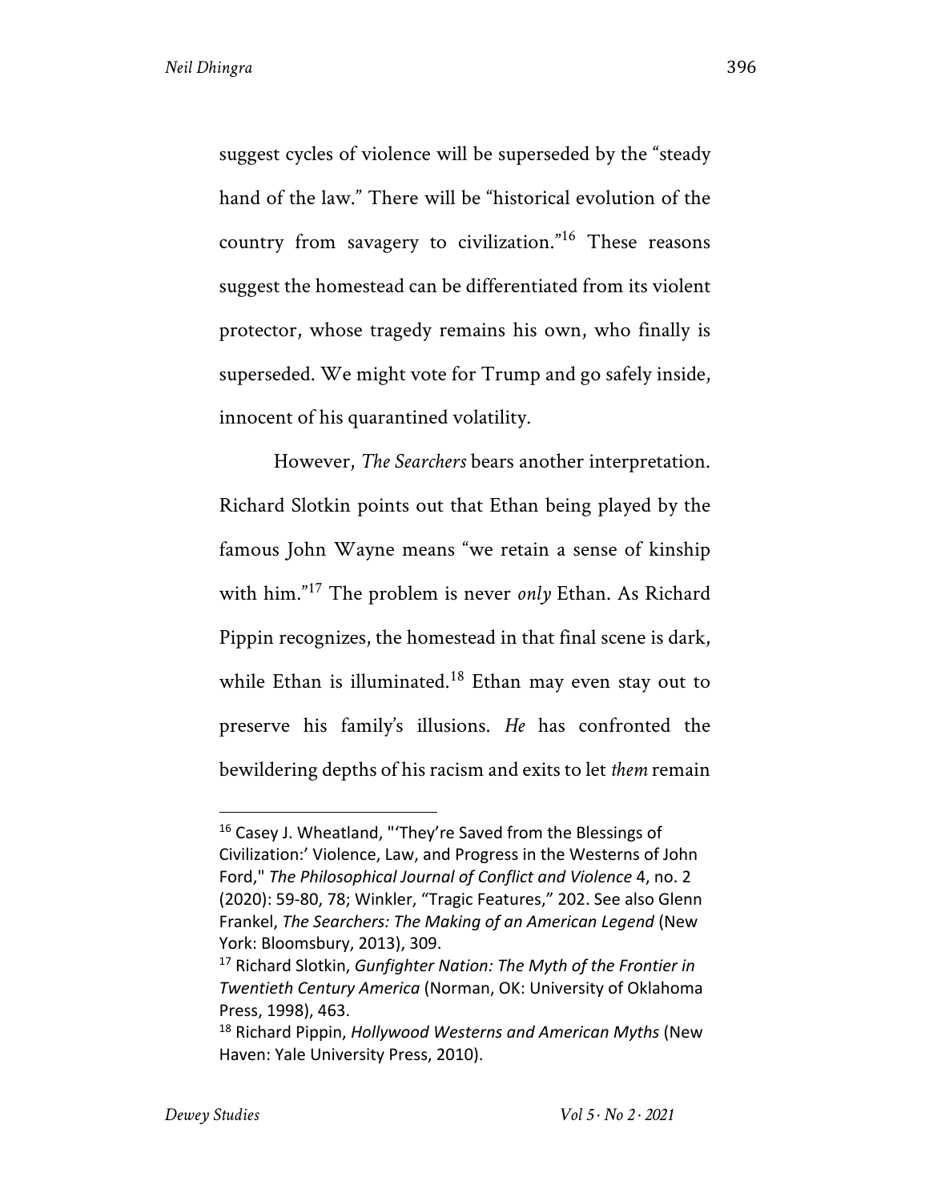suggest cycles of violence will be superseded by the "steady hand of the law." There will be "historical evolution of the country from savagery to civilization."[16] These reasons suggest the homestead can be differentiated from its violent protector, whose tragedy remains his own, who finally is superseded. We might vote for Trump and go safely inside, innocent of his quarantined volatility.

However, *The Searchers* bears another interpretation. Richard Slotkin points out that Ethan being played by the famous John Wayne means "we retain a sense of kinship with him."[17] The problem is never *only* Ethan. As Richard Pippin recognizes, the homestead in that final scene is dark, while Ethan is illuminated.[18] Ethan may even stay out to preserve his family's illusions. *He* has confronted the bewildering depths of his racism and exits to let *them* remain

---

[16] Casey J. Wheatland, "'They're Saved from the Blessings of Civilization:' Violence, Law, and Progress in the Westerns of John Ford," *The Philosophical Journal of Conflict and Violence* 4, no. 2 (2020): 59-80, 78; Winkler, "Tragic Features," 202. See also Glenn Frankel, *The Searchers: The Making of an American Legend* (New York: Bloomsbury, 2013), 309.

[17] Richard Slotkin, *Gunfighter Nation: The Myth of the Frontier in Twentieth Century America* (Norman, OK: University of Oklahoma Press, 1998), 463.

[18] Richard Pippin, *Hollywood Westerns and American Myths* (New Haven: Yale University Press, 2010).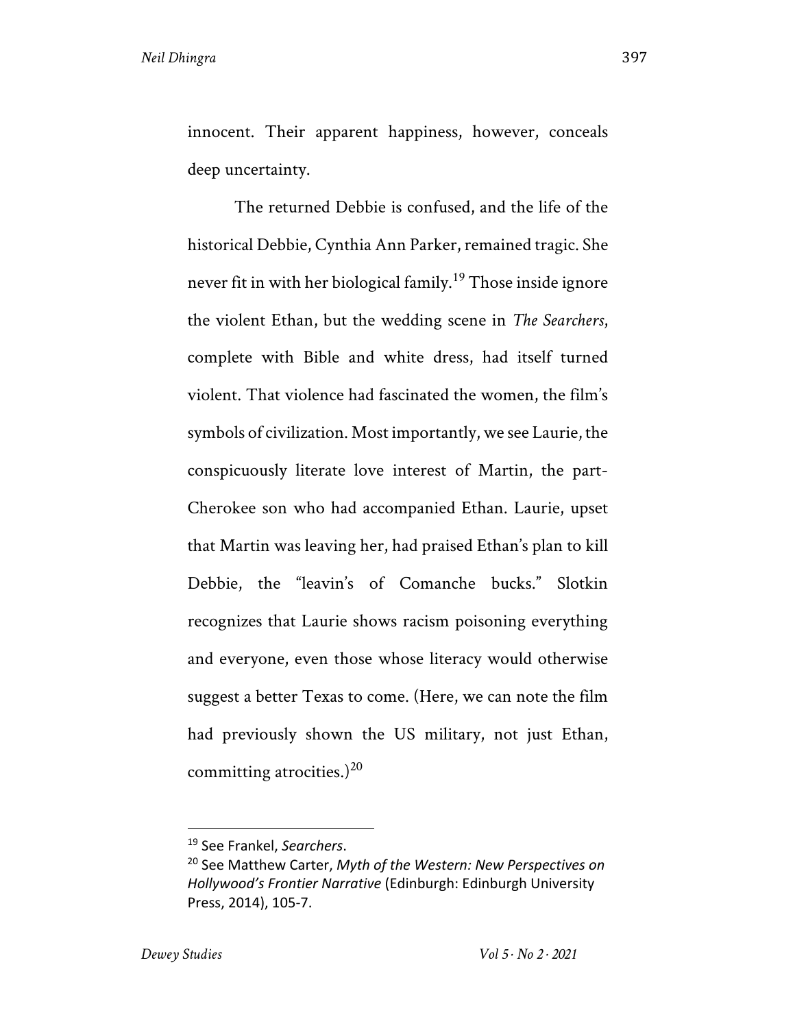innocent. Their apparent happiness, however, conceals deep uncertainty.

The returned Debbie is confused, and the life of the historical Debbie, Cynthia Ann Parker, remained tragic. She never fit in with her biological family.[19] Those inside ignore the violent Ethan, but the wedding scene in *The Searchers*, complete with Bible and white dress, had itself turned violent. That violence had fascinated the women, the film's symbols of civilization. Most importantly, we see Laurie, the conspicuously literate love interest of Martin, the part-Cherokee son who had accompanied Ethan. Laurie, upset that Martin was leaving her, had praised Ethan's plan to kill Debbie, the "leavin's of Comanche bucks." Slotkin recognizes that Laurie shows racism poisoning everything and everyone, even those whose literacy would otherwise suggest a better Texas to come. (Here, we can note the film had previously shown the US military, not just Ethan, committing atrocities.)[20]

---

[19] See Frankel, *Searchers*.

[20] See Matthew Carter, *Myth of the Western: New Perspectives on Hollywood's Frontier Narrative* (Edinburgh: Edinburgh University Press, 2014), 105-7.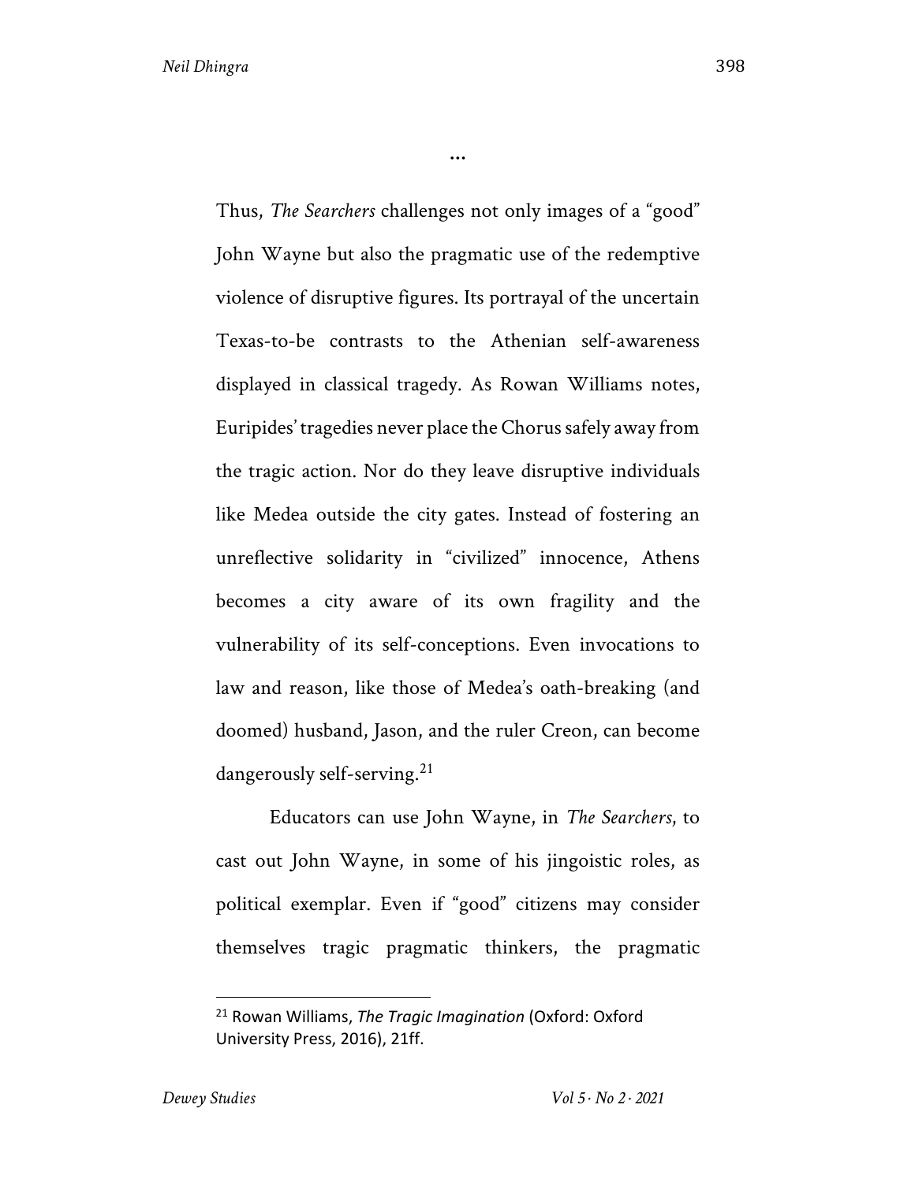…

Thus, *The Searchers* challenges not only images of a "good" John Wayne but also the pragmatic use of the redemptive violence of disruptive figures. Its portrayal of the uncertain Texas-to-be contrasts to the Athenian self-awareness displayed in classical tragedy. As Rowan Williams notes, Euripides' tragedies never place the Chorus safely away from the tragic action. Nor do they leave disruptive individuals like Medea outside the city gates. Instead of fostering an unreflective solidarity in "civilized" innocence, Athens becomes a city aware of its own fragility and the vulnerability of its self-conceptions. Even invocations to law and reason, like those of Medea's oath-breaking (and doomed) husband, Jason, and the ruler Creon, can become dangerously self-serving.[21]

Educators can use John Wayne, in *The Searchers*, to cast out John Wayne, in some of his jingoistic roles, as political exemplar. Even if "good" citizens may consider themselves tragic pragmatic thinkers, the pragmatic

---

[21] Rowan Williams, *The Tragic Imagination* (Oxford: Oxford University Press, 2016), 21ff.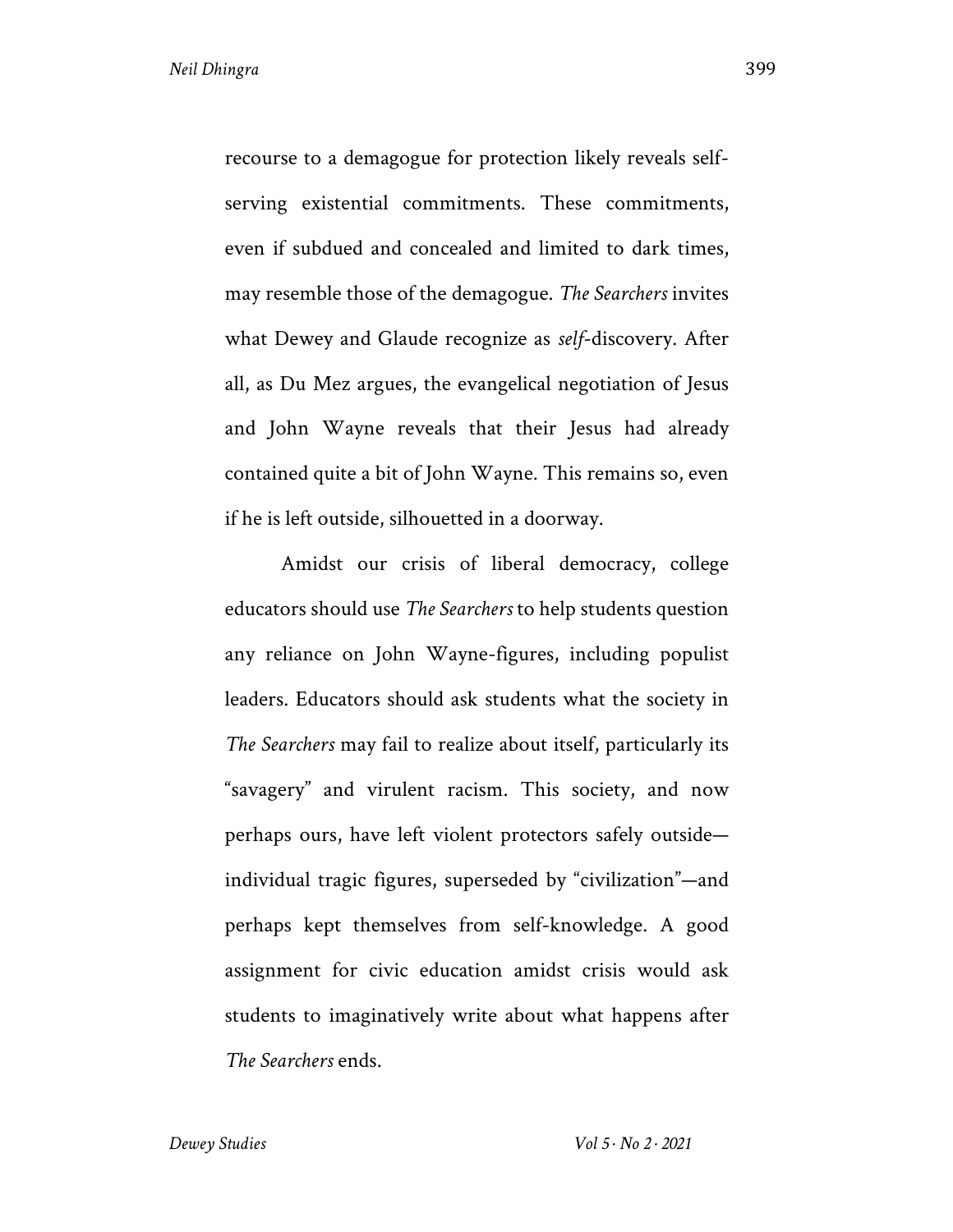recourse to a demagogue for protection likely reveals self-serving existential commitments. These commitments, even if subdued and concealed and limited to dark times, may resemble those of the demagogue. *The Searchers* invites what Dewey and Glaude recognize as *self*-discovery. After all, as Du Mez argues, the evangelical negotiation of Jesus and John Wayne reveals that their Jesus had already contained quite a bit of John Wayne. This remains so, even if he is left outside, silhouetted in a doorway.

Amidst our crisis of liberal democracy, college educators should use *The Searchers* to help students question any reliance on John Wayne-figures, including populist leaders. Educators should ask students what the society in *The Searchers* may fail to realize about itself, particularly its "savagery" and virulent racism. This society, and now perhaps ours, have left violent protectors safely outside—individual tragic figures, superseded by "civilization"—and perhaps kept themselves from self-knowledge. A good assignment for civic education amidst crisis would ask students to imaginatively write about what happens after *The Searchers* ends.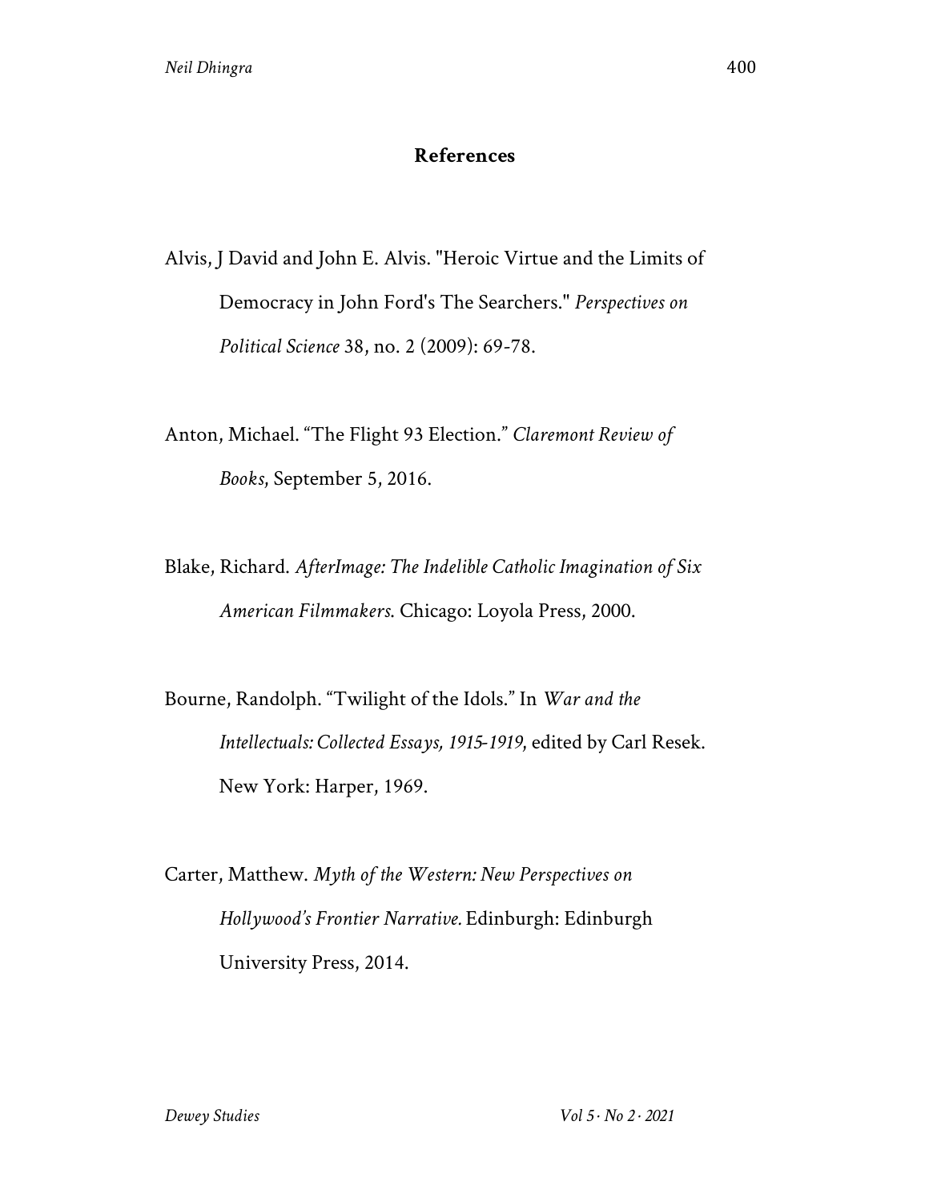## References

Alvis, J David and John E. Alvis. "Heroic Virtue and the Limits of Democracy in John Ford's The Searchers." *Perspectives on Political Science* 38, no. 2 (2009): 69-78.

Anton, Michael. "The Flight 93 Election." *Claremont Review of Books*, September 5, 2016.

Blake, Richard. *AfterImage: The Indelible Catholic Imagination of Six American Filmmakers.* Chicago: Loyola Press, 2000.

Bourne, Randolph. "Twilight of the Idols." In *War and the Intellectuals: Collected Essays, 1915-1919*, edited by Carl Resek. New York: Harper, 1969.

Carter, Matthew. *Myth of the Western: New Perspectives on Hollywood's Frontier Narrative.* Edinburgh: Edinburgh University Press, 2014.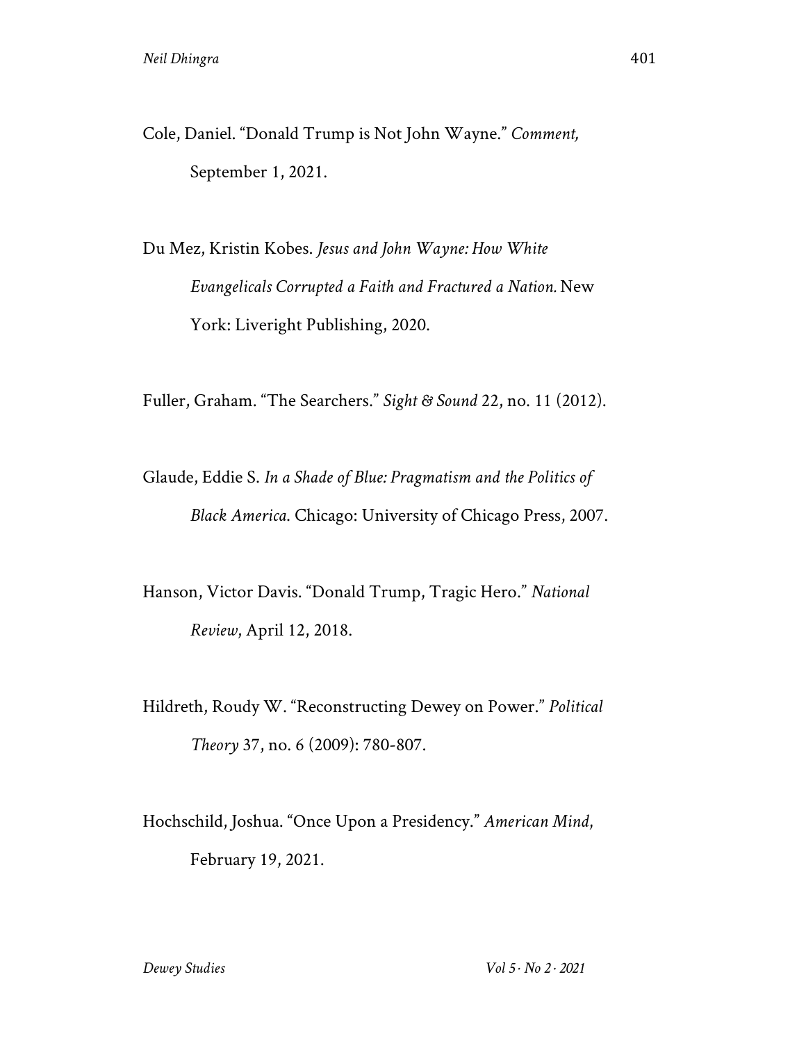Cole, Daniel. "Donald Trump is Not John Wayne." *Comment,* September 1, 2021.

Du Mez, Kristin Kobes. *Jesus and John Wayne: How White Evangelicals Corrupted a Faith and Fractured a Nation.* New York: Liveright Publishing, 2020.

Fuller, Graham. "The Searchers." *Sight & Sound* 22, no. 11 (2012).

Glaude, Eddie S. *In a Shade of Blue: Pragmatism and the Politics of Black America.* Chicago: University of Chicago Press, 2007.

Hanson, Victor Davis. "Donald Trump, Tragic Hero." *National Review*, April 12, 2018.

Hildreth, Roudy W. "Reconstructing Dewey on Power." *Political Theory* 37, no. 6 (2009): 780-807.

Hochschild, Joshua. "Once Upon a Presidency." *American Mind*, February 19, 2021.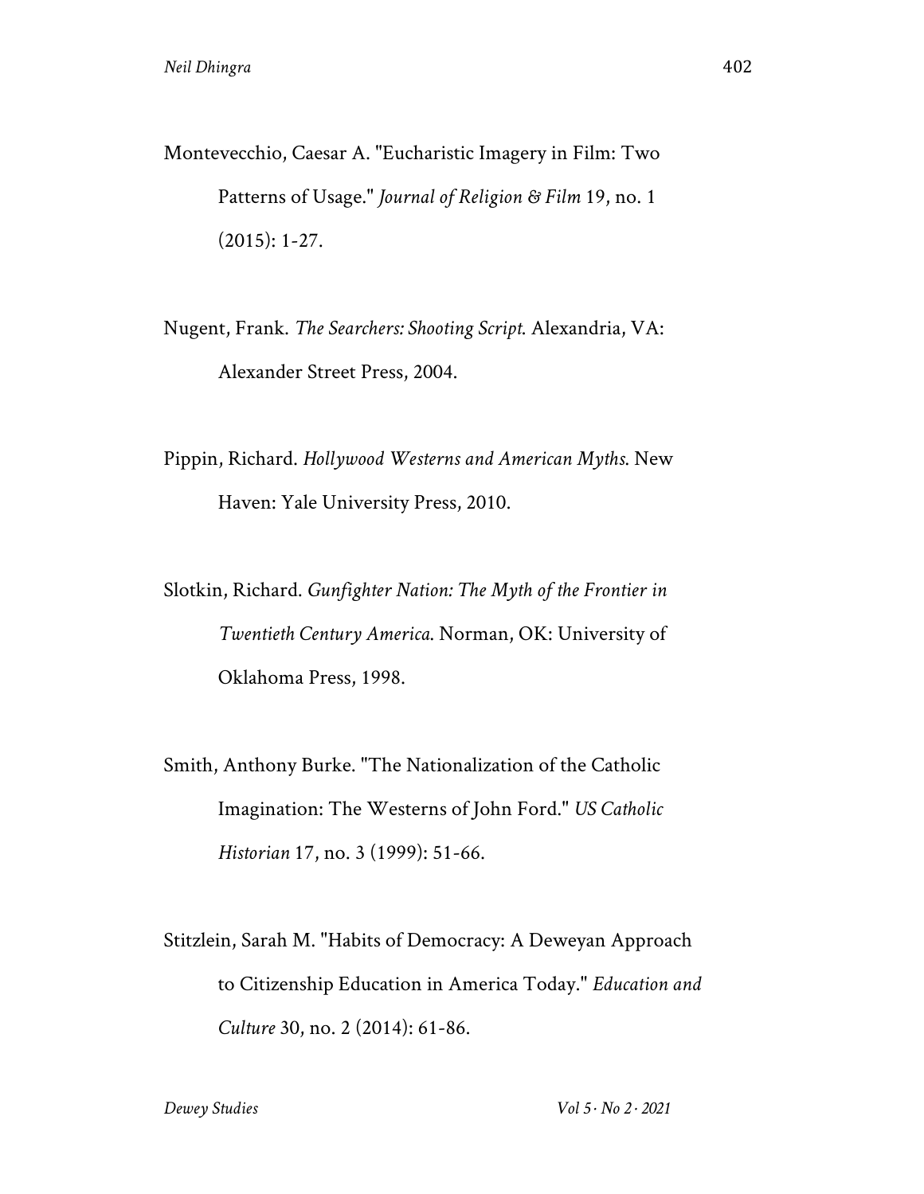Montevecchio, Caesar A. "Eucharistic Imagery in Film: Two Patterns of Usage." *Journal of Religion & Film* 19, no. 1 (2015): 1-27.

Nugent, Frank. *The Searchers: Shooting Script.* Alexandria, VA: Alexander Street Press, 2004.

Pippin, Richard. *Hollywood Westerns and American Myths*. New Haven: Yale University Press, 2010.

Slotkin, Richard. *Gunfighter Nation: The Myth of the Frontier in Twentieth Century America*. Norman, OK: University of Oklahoma Press, 1998.

Smith, Anthony Burke. "The Nationalization of the Catholic Imagination: The Westerns of John Ford." *US Catholic Historian* 17, no. 3 (1999): 51-66.

Stitzlein, Sarah M. "Habits of Democracy: A Deweyan Approach to Citizenship Education in America Today." *Education and Culture* 30, no. 2 (2014): 61-86.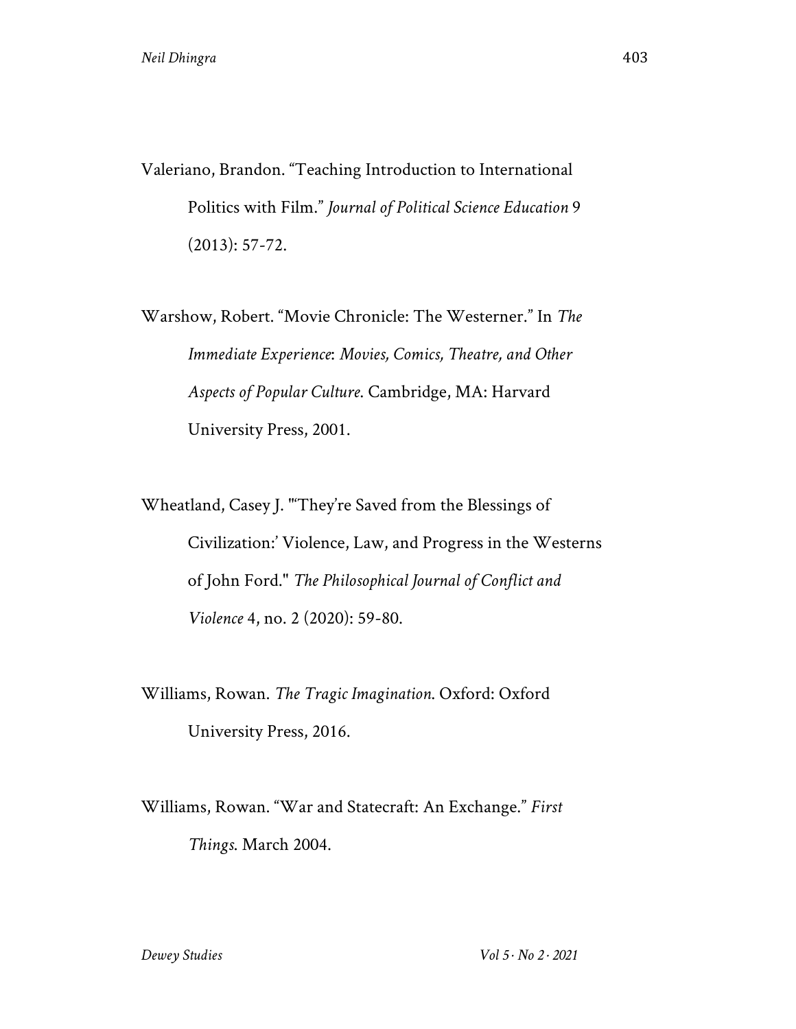Valeriano, Brandon. "Teaching Introduction to International Politics with Film." *Journal of Political Science Education* 9 (2013): 57-72.

Warshow, Robert. "Movie Chronicle: The Westerner." In *The Immediate Experience*: *Movies, Comics, Theatre, and Other Aspects of Popular Culture*. Cambridge, MA: Harvard University Press, 2001.

Wheatland, Casey J. "'They're Saved from the Blessings of Civilization:' Violence, Law, and Progress in the Westerns of John Ford." *The Philosophical Journal of Conflict and Violence* 4, no. 2 (2020): 59-80.

Williams, Rowan. *The Tragic Imagination*. Oxford: Oxford University Press, 2016.

Williams, Rowan. "War and Statecraft: An Exchange." *First Things*. March 2004.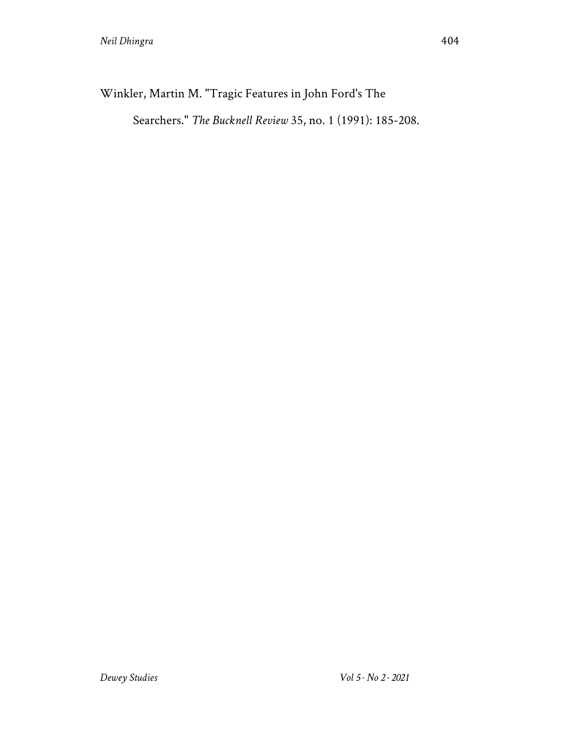Winkler, Martin M. "Tragic Features in John Ford's The Searchers." *The Bucknell Review* 35, no. 1 (1991): 185-208.